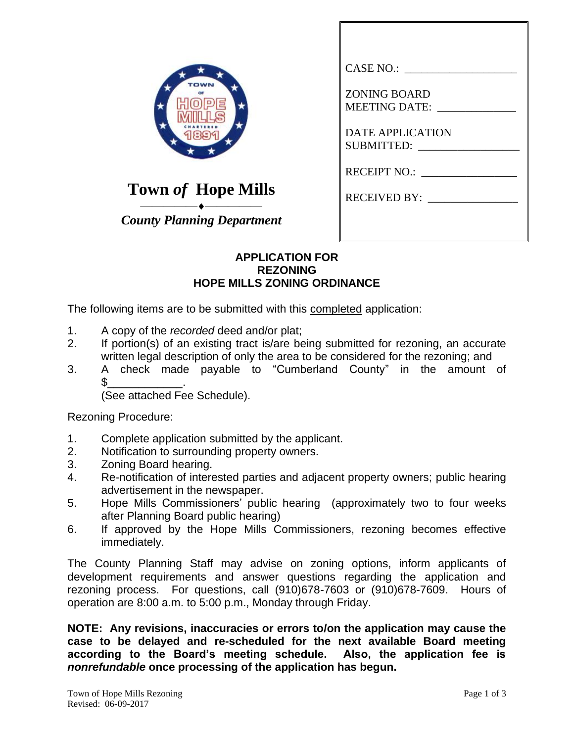**Town *of* Hope Mills**

***County Planning Department***

CASE NO.: ____________________

ZONING BOARD MEETING DATE: ______________

DATE APPLICATION SUBMITTED: __________________

RECEIPT NO.: _________________

RECEIVED BY: ________________

**APPLICATION FOR**
**REZONING**
**HOPE MILLS ZONING ORDINANCE**

The following items are to be submitted with this completed application:

1. A copy of the *recorded* deed and/or plat;
2. If portion(s) of an existing tract is/are being submitted for rezoning, an accurate written legal description of only the area to be considered for the rezoning; and
3. A check made payable to "Cumberland County" in the amount of $____________.
   (See attached Fee Schedule).

Rezoning Procedure:

1. Complete application submitted by the applicant.
2. Notification to surrounding property owners.
3. Zoning Board hearing.
4. Re-notification of interested parties and adjacent property owners; public hearing advertisement in the newspaper.
5. Hope Mills Commissioners' public hearing (approximately two to four weeks after Planning Board public hearing)
6. If approved by the Hope Mills Commissioners, rezoning becomes effective immediately.

The County Planning Staff may advise on zoning options, inform applicants of development requirements and answer questions regarding the application and rezoning process. For questions, call (910)678-7603 or (910)678-7609. Hours of operation are 8:00 a.m. to 5:00 p.m., Monday through Friday.

**NOTE: Any revisions, inaccuracies or errors to/on the application may cause the case to be delayed and re-scheduled for the next available Board meeting according to the Board's meeting schedule. Also, the application fee is *nonrefundable* once processing of the application has begun.**

Town of Hope Mills Rezoning
Revised: 06-09-2017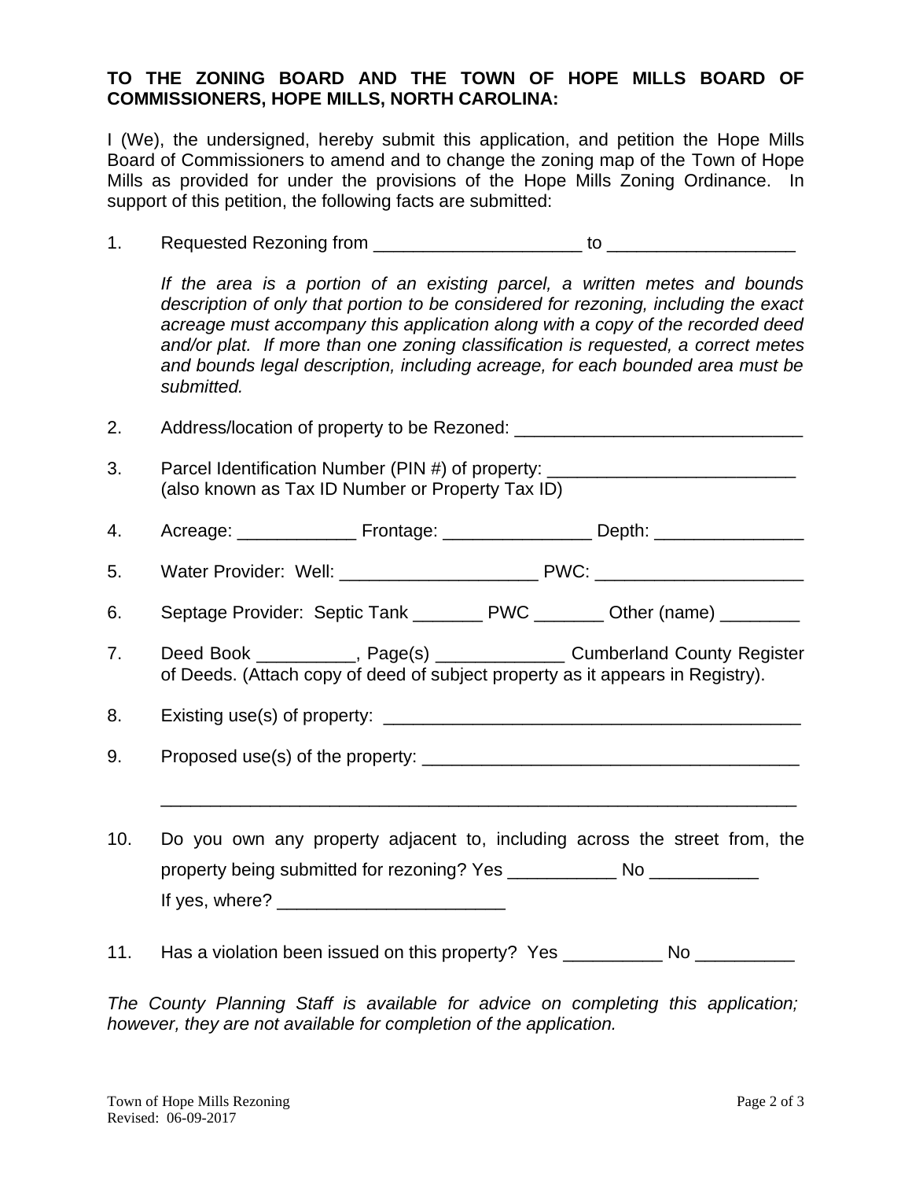**TO THE ZONING BOARD AND THE TOWN OF HOPE MILLS BOARD OF COMMISSIONERS, HOPE MILLS, NORTH CAROLINA:**

I (We), the undersigned, hereby submit this application, and petition the Hope Mills Board of Commissioners to amend and to change the zoning map of the Town of Hope Mills as provided for under the provisions of the Hope Mills Zoning Ordinance. In support of this petition, the following facts are submitted:

1. Requested Rezoning from ____________________ to __________________

   *If the area is a portion of an existing parcel, a written metes and bounds description of only that portion to be considered for rezoning, including the exact acreage must accompany this application along with a copy of the recorded deed and/or plat. If more than one zoning classification is requested, a correct metes and bounds legal description, including acreage, for each bounded area must be submitted.*

2. Address/location of property to be Rezoned: _____________________________

3. Parcel Identification Number (PIN #) of property: _________________________
   (also known as Tax ID Number or Property Tax ID)

4. Acreage: ____________ Frontage: _______________ Depth: _______________

5. Water Provider: Well: ____________________ PWC: _____________________

6. Septage Provider: Septic Tank _______ PWC _______ Other (name) ________

7. Deed Book __________, Page(s) _____________ Cumberland County Register of Deeds. (Attach copy of deed of subject property as it appears in Registry).

8. Existing use(s) of property: __________________________________________

9. Proposed use(s) of the property: ______________________________________

   _________________________________________________________________

10. Do you own any property adjacent to, including across the street from, the property being submitted for rezoning? Yes ___________ No ___________
    If yes, where? _______________________

11. Has a violation been issued on this property? Yes __________ No __________

*The County Planning Staff is available for advice on completing this application; however, they are not available for completion of the application.*

Town of Hope Mills Rezoning
Revised: 06-09-2017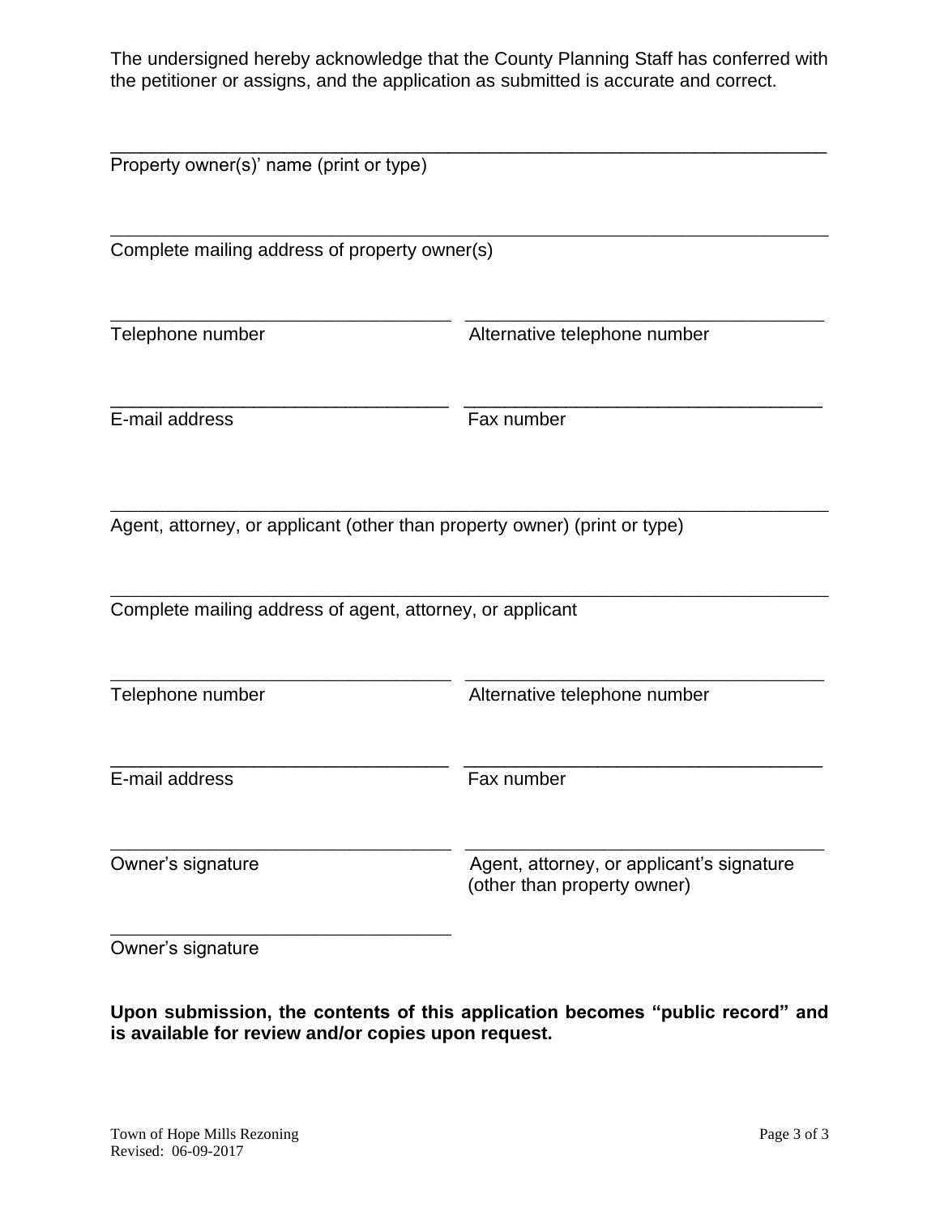The undersigned hereby acknowledge that the County Planning Staff has conferred with the petitioner or assigns, and the application as submitted is accurate and correct.

\_\_\_\_\_\_\_\_\_\_\_\_\_\_\_\_\_\_\_\_\_\_\_\_\_\_\_\_\_\_\_\_\_\_\_\_\_\_\_\_\_\_\_\_\_\_\_\_\_\_\_\_\_\_\_\_\_\_\_\_\_\_\_\_\_\_\_\_\_\_
Property owner(s)' name (print or type)

\_\_\_\_\_\_\_\_\_\_\_\_\_\_\_\_\_\_\_\_\_\_\_\_\_\_\_\_\_\_\_\_\_\_\_\_\_\_\_\_\_\_\_\_\_\_\_\_\_\_\_\_\_\_\_\_\_\_\_\_\_\_\_\_\_\_\_\_\_\_
Complete mailing address of property owner(s)

| | |
|---|---|
| \_\_\_\_\_\_\_\_\_\_\_\_\_\_\_\_\_\_\_\_\_\_\_\_\_\_\_\_\_\_\_\_\_\_\_ | \_\_\_\_\_\_\_\_\_\_\_\_\_\_\_\_\_\_\_\_\_\_\_\_\_\_\_\_\_\_\_\_\_\_\_\_ |
| Telephone number | Alternative telephone number |
| \_\_\_\_\_\_\_\_\_\_\_\_\_\_\_\_\_\_\_\_\_\_\_\_\_\_\_\_\_\_\_\_\_\_\_ | \_\_\_\_\_\_\_\_\_\_\_\_\_\_\_\_\_\_\_\_\_\_\_\_\_\_\_\_\_\_\_\_\_\_\_\_ |
| E-mail address | Fax number |

\_\_\_\_\_\_\_\_\_\_\_\_\_\_\_\_\_\_\_\_\_\_\_\_\_\_\_\_\_\_\_\_\_\_\_\_\_\_\_\_\_\_\_\_\_\_\_\_\_\_\_\_\_\_\_\_\_\_\_\_\_\_\_\_\_\_\_\_\_\_
Agent, attorney, or applicant (other than property owner) (print or type)

\_\_\_\_\_\_\_\_\_\_\_\_\_\_\_\_\_\_\_\_\_\_\_\_\_\_\_\_\_\_\_\_\_\_\_\_\_\_\_\_\_\_\_\_\_\_\_\_\_\_\_\_\_\_\_\_\_\_\_\_\_\_\_\_\_\_\_\_\_\_
Complete mailing address of agent, attorney, or applicant

| | |
|---|---|
| \_\_\_\_\_\_\_\_\_\_\_\_\_\_\_\_\_\_\_\_\_\_\_\_\_\_\_\_\_\_\_\_\_\_\_ | \_\_\_\_\_\_\_\_\_\_\_\_\_\_\_\_\_\_\_\_\_\_\_\_\_\_\_\_\_\_\_\_\_\_\_\_ |
| Telephone number | Alternative telephone number |
| \_\_\_\_\_\_\_\_\_\_\_\_\_\_\_\_\_\_\_\_\_\_\_\_\_\_\_\_\_\_\_\_\_\_\_ | \_\_\_\_\_\_\_\_\_\_\_\_\_\_\_\_\_\_\_\_\_\_\_\_\_\_\_\_\_\_\_\_\_\_\_\_ |
| E-mail address | Fax number |
| \_\_\_\_\_\_\_\_\_\_\_\_\_\_\_\_\_\_\_\_\_\_\_\_\_\_\_\_\_\_\_\_\_\_\_ | \_\_\_\_\_\_\_\_\_\_\_\_\_\_\_\_\_\_\_\_\_\_\_\_\_\_\_\_\_\_\_\_\_\_\_\_ |
| Owner's signature | Agent, attorney, or applicant's signature (other than property owner) |
| \_\_\_\_\_\_\_\_\_\_\_\_\_\_\_\_\_\_\_\_\_\_\_\_\_\_\_\_\_\_\_\_\_\_\_ | |
| Owner's signature | |

**Upon submission, the contents of this application becomes "public record" and is available for review and/or copies upon request.**

Town of Hope Mills Rezoning
Revised: 06-09-2017